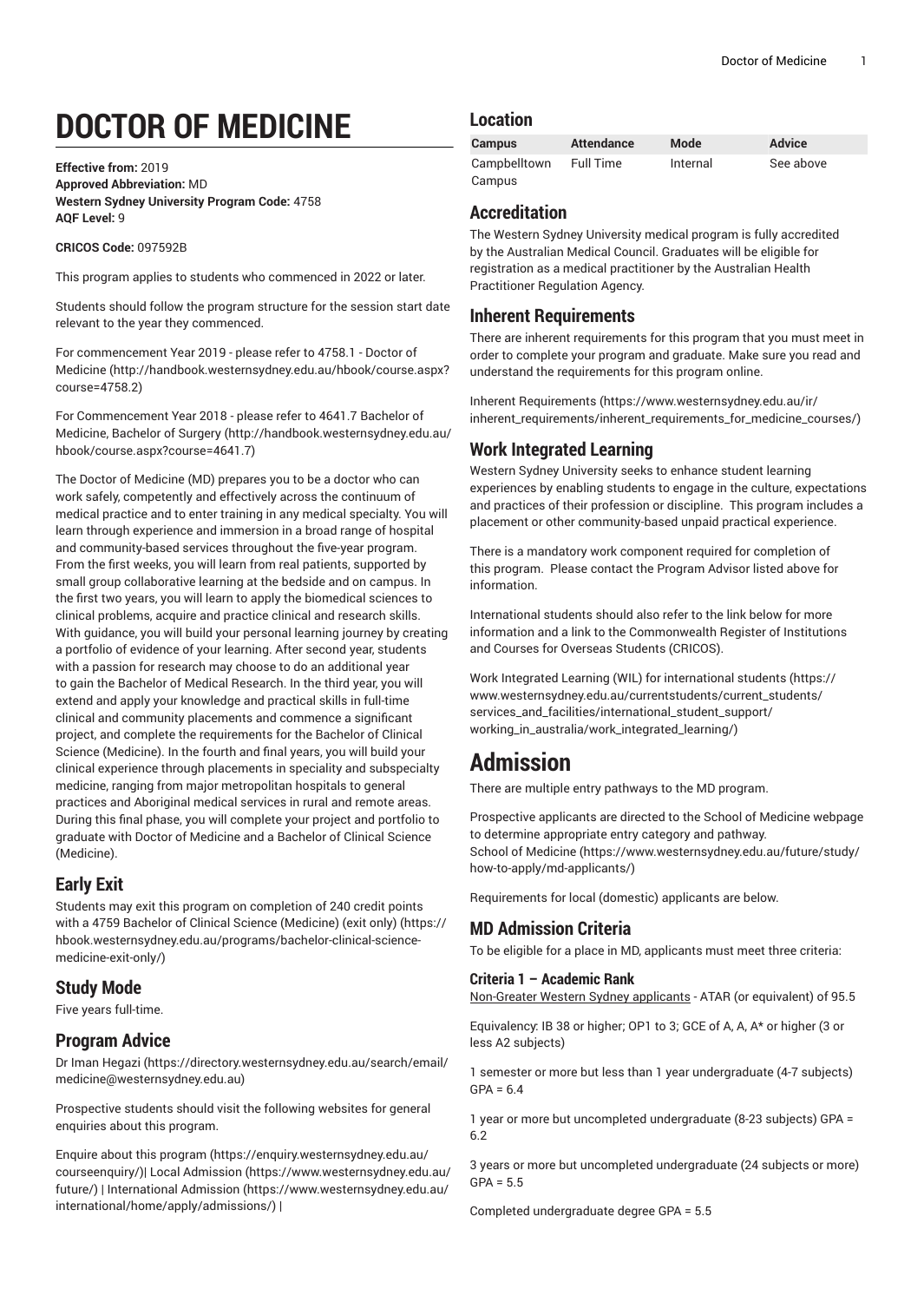# DOCTOR OF MEDICINE

**Effective from:** 2019
**Approved Abbreviation:** MD
**Western Sydney University Program Code:** 4758
**AQF Level:** 9

**CRICOS Code:** 097592B

This program applies to students who commenced in 2022 or later.

Students should follow the program structure for the session start date relevant to the year they commenced.

For commencement Year 2019 - please refer to 4758.1 - Doctor of Medicine (http://handbook.westernsydney.edu.au/hbook/course.aspx?course=4758.2)

For Commencement Year 2018 - please refer to 4641.7 Bachelor of Medicine, Bachelor of Surgery (http://handbook.westernsydney.edu.au/hbook/course.aspx?course=4641.7)

The Doctor of Medicine (MD) prepares you to be a doctor who can work safely, competently and effectively across the continuum of medical practice and to enter training in any medical specialty. You will learn through experience and immersion in a broad range of hospital and community-based services throughout the five-year program. From the first weeks, you will learn from real patients, supported by small group collaborative learning at the bedside and on campus. In the first two years, you will learn to apply the biomedical sciences to clinical problems, acquire and practice clinical and research skills. With guidance, you will build your personal learning journey by creating a portfolio of evidence of your learning. After second year, students with a passion for research may choose to do an additional year to gain the Bachelor of Medical Research. In the third year, you will extend and apply your knowledge and practical skills in full-time clinical and community placements and commence a significant project, and complete the requirements for the Bachelor of Clinical Science (Medicine). In the fourth and final years, you will build your clinical experience through placements in speciality and subspecialty medicine, ranging from major metropolitan hospitals to general practices and Aboriginal medical services in rural and remote areas. During this final phase, you will complete your project and portfolio to graduate with Doctor of Medicine and a Bachelor of Clinical Science (Medicine).

## Early Exit

Students may exit this program on completion of 240 credit points with a 4759 Bachelor of Clinical Science (Medicine) (exit only) (https://hbook.westernsydney.edu.au/programs/bachelor-clinical-science-medicine-exit-only/)

## Study Mode

Five years full-time.

## Program Advice

Dr Iman Hegazi (https://directory.westernsydney.edu.au/search/email/medicine@westernsydney.edu.au)

Prospective students should visit the following websites for general enquiries about this program.

Enquire about this program (https://enquiry.westernsydney.edu.au/courseenquiry/)| Local Admission (https://www.westernsydney.edu.au/future/) | International Admission (https://www.westernsydney.edu.au/international/home/apply/admissions/) |

## Location

| Campus | Attendance | Mode | Advice |
|---|---|---|---|
| Campbelltown Campus | Full Time | Internal | See above |

## Accreditation

The Western Sydney University medical program is fully accredited by the Australian Medical Council. Graduates will be eligible for registration as a medical practitioner by the Australian Health Practitioner Regulation Agency.

## Inherent Requirements

There are inherent requirements for this program that you must meet in order to complete your program and graduate. Make sure you read and understand the requirements for this program online.

Inherent Requirements (https://www.westernsydney.edu.au/ir/inherent_requirements/inherent_requirements_for_medicine_courses/)

## Work Integrated Learning

Western Sydney University seeks to enhance student learning experiences by enabling students to engage in the culture, expectations and practices of their profession or discipline. This program includes a placement or other community-based unpaid practical experience.

There is a mandatory work component required for completion of this program. Please contact the Program Advisor listed above for information.

International students should also refer to the link below for more information and a link to the Commonwealth Register of Institutions and Courses for Overseas Students (CRICOS).

Work Integrated Learning (WIL) for international students (https://www.westernsydney.edu.au/currentstudents/current_students/services_and_facilities/international_student_support/working_in_australia/work_integrated_learning/)

# Admission

There are multiple entry pathways to the MD program.

Prospective applicants are directed to the School of Medicine webpage to determine appropriate entry category and pathway.
School of Medicine (https://www.westernsydney.edu.au/future/study/how-to-apply/md-applicants/)

Requirements for local (domestic) applicants are below.

## MD Admission Criteria

To be eligible for a place in MD, applicants must meet three criteria:

### Criteria 1 – Academic Rank

Non-Greater Western Sydney applicants - ATAR (or equivalent) of 95.5

Equivalency: IB 38 or higher; OP1 to 3; GCE of A, A, A* or higher (3 or less A2 subjects)

1 semester or more but less than 1 year undergraduate (4-7 subjects) GPA = 6.4

1 year or more but uncompleted undergraduate (8-23 subjects) GPA = 6.2

3 years or more but uncompleted undergraduate (24 subjects or more) GPA = 5.5

Completed undergraduate degree GPA = 5.5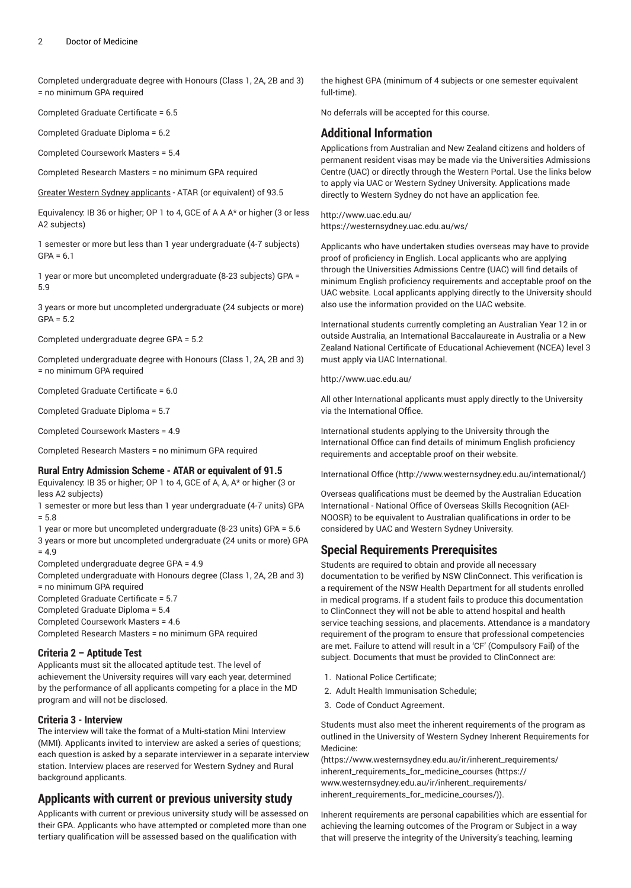Completed undergraduate degree with Honours (Class 1, 2A, 2B and 3) = no minimum GPA required

Completed Graduate Certificate = 6.5

Completed Graduate Diploma = 6.2

Completed Coursework Masters = 5.4

Completed Research Masters = no minimum GPA required

Greater Western Sydney applicants - ATAR (or equivalent) of 93.5

Equivalency: IB 36 or higher; OP 1 to 4, GCE of A A A* or higher (3 or less A2 subjects)

1 semester or more but less than 1 year undergraduate (4-7 subjects) GPA = 6.1

1 year or more but uncompleted undergraduate (8-23 subjects) GPA = 5.9

3 years or more but uncompleted undergraduate (24 subjects or more) GPA = 5.2

Completed undergraduate degree GPA = 5.2

Completed undergraduate degree with Honours (Class 1, 2A, 2B and 3) = no minimum GPA required

Completed Graduate Certificate = 6.0

Completed Graduate Diploma = 5.7

Completed Coursework Masters = 4.9

Completed Research Masters = no minimum GPA required

### Rural Entry Admission Scheme - ATAR or equivalent of 91.5

Equivalency: IB 35 or higher; OP 1 to 4, GCE of A, A, A* or higher (3 or less A2 subjects)
1 semester or more but less than 1 year undergraduate (4-7 units) GPA = 5.8
1 year or more but uncompleted undergraduate (8-23 units) GPA = 5.6
3 years or more but uncompleted undergraduate (24 units or more) GPA = 4.9
Completed undergraduate degree GPA = 4.9
Completed undergraduate with Honours degree (Class 1, 2A, 2B and 3) = no minimum GPA required
Completed Graduate Certificate = 5.7
Completed Graduate Diploma = 5.4
Completed Coursework Masters = 4.6
Completed Research Masters = no minimum GPA required

### Criteria 2 – Aptitude Test

Applicants must sit the allocated aptitude test. The level of achievement the University requires will vary each year, determined by the performance of all applicants competing for a place in the MD program and will not be disclosed.

### Criteria 3 - Interview

The interview will take the format of a Multi-station Mini Interview (MMI). Applicants invited to interview are asked a series of questions; each question is asked by a separate interviewer in a separate interview station. Interview places are reserved for Western Sydney and Rural background applicants.

## Applicants with current or previous university study

Applicants with current or previous university study will be assessed on their GPA. Applicants who have attempted or completed more than one tertiary qualification will be assessed based on the qualification with the highest GPA (minimum of 4 subjects or one semester equivalent full-time).

No deferrals will be accepted for this course.

## Additional Information

Applications from Australian and New Zealand citizens and holders of permanent resident visas may be made via the Universities Admissions Centre (UAC) or directly through the Western Portal. Use the links below to apply via UAC or Western Sydney University. Applications made directly to Western Sydney do not have an application fee.

http://www.uac.edu.au/
https://westernsydney.uac.edu.au/ws/

Applicants who have undertaken studies overseas may have to provide proof of proficiency in English. Local applicants who are applying through the Universities Admissions Centre (UAC) will find details of minimum English proficiency requirements and acceptable proof on the UAC website. Local applicants applying directly to the University should also use the information provided on the UAC website.

International students currently completing an Australian Year 12 in or outside Australia, an International Baccalaureate in Australia or a New Zealand National Certificate of Educational Achievement (NCEA) level 3 must apply via UAC International.

http://www.uac.edu.au/

All other International applicants must apply directly to the University via the International Office.

International students applying to the University through the International Office can find details of minimum English proficiency requirements and acceptable proof on their website.

International Office (http://www.westernsydney.edu.au/international/)

Overseas qualifications must be deemed by the Australian Education International - National Office of Overseas Skills Recognition (AEI-NOOSR) to be equivalent to Australian qualifications in order to be considered by UAC and Western Sydney University.

## Special Requirements Prerequisites

Students are required to obtain and provide all necessary documentation to be verified by NSW ClinConnect. This verification is a requirement of the NSW Health Department for all students enrolled in medical programs. If a student fails to produce this documentation to ClinConnect they will not be able to attend hospital and health service teaching sessions, and placements. Attendance is a mandatory requirement of the program to ensure that professional competencies are met. Failure to attend will result in a 'CF' (Compulsory Fail) of the subject. Documents that must be provided to ClinConnect are:

1. National Police Certificate;
2. Adult Health Immunisation Schedule;
3. Code of Conduct Agreement.

Students must also meet the inherent requirements of the program as outlined in the University of Western Sydney Inherent Requirements for Medicine:

(https://www.westernsydney.edu.au/ir/inherent_requirements/inherent_requirements_for_medicine_courses (https://www.westernsydney.edu.au/ir/inherent_requirements/inherent_requirements_for_medicine_courses/)).

Inherent requirements are personal capabilities which are essential for achieving the learning outcomes of the Program or Subject in a way that will preserve the integrity of the University's teaching, learning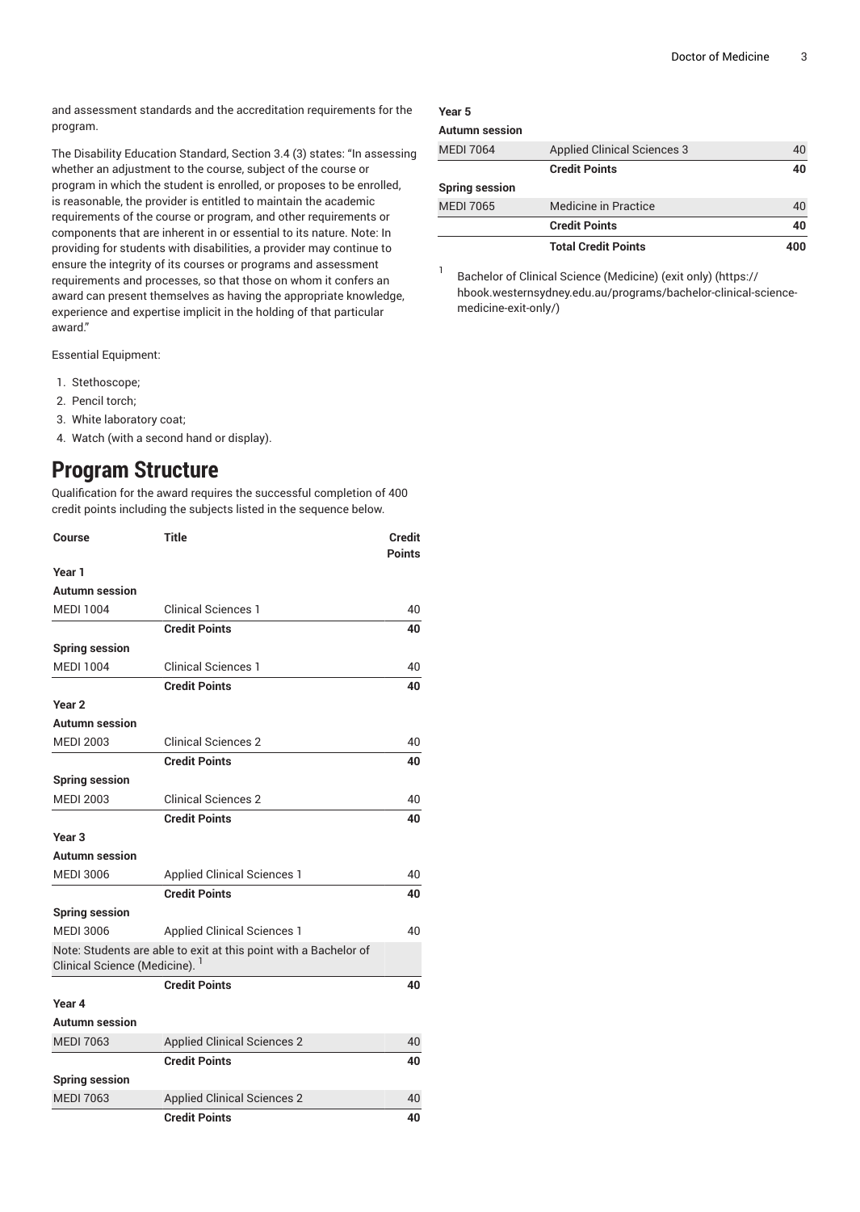and assessment standards and the accreditation requirements for the program.

The Disability Education Standard, Section 3.4 (3) states: "In assessing whether an adjustment to the course, subject of the course or program in which the student is enrolled, or proposes to be enrolled, is reasonable, the provider is entitled to maintain the academic requirements of the course or program, and other requirements or components that are inherent in or essential to its nature. Note: In providing for students with disabilities, a provider may continue to ensure the integrity of its courses or programs and assessment requirements and processes, so that those on whom it confers an award can present themselves as having the appropriate knowledge, experience and expertise implicit in the holding of that particular award."

Essential Equipment:

1. Stethoscope;
2. Pencil torch;
3. White laboratory coat;
4. Watch (with a second hand or display).

# Program Structure

Qualification for the award requires the successful completion of 400 credit points including the subjects listed in the sequence below.

| Course | Title | Credit Points |
|---|---|---|
| **Year 1** | | |
| **Autumn session** | | |
| MEDI 1004 | Clinical Sciences 1 | 40 |
| | **Credit Points** | **40** |
| **Spring session** | | |
| MEDI 1004 | Clinical Sciences 1 | 40 |
| | **Credit Points** | **40** |
| **Year 2** | | |
| **Autumn session** | | |
| MEDI 2003 | Clinical Sciences 2 | 40 |
| | **Credit Points** | **40** |
| **Spring session** | | |
| MEDI 2003 | Clinical Sciences 2 | 40 |
| | **Credit Points** | **40** |
| **Year 3** | | |
| **Autumn session** | | |
| MEDI 3006 | Applied Clinical Sciences 1 | 40 |
| | **Credit Points** | **40** |
| **Spring session** | | |
| MEDI 3006 | Applied Clinical Sciences 1 | 40 |
| Note: Students are able to exit at this point with a Bachelor of Clinical Science (Medicine). [1] | | |
| | **Credit Points** | **40** |
| **Year 4** | | |
| **Autumn session** | | |
| MEDI 7063 | Applied Clinical Sciences 2 | 40 |
| | **Credit Points** | **40** |
| **Spring session** | | |
| MEDI 7063 | Applied Clinical Sciences 2 | 40 |
| | **Credit Points** | **40** |
| **Year 5** | | |
| **Autumn session** | | |
| MEDI 7064 | Applied Clinical Sciences 3 | 40 |
| | **Credit Points** | **40** |
| **Spring session** | | |
| MEDI 7065 | Medicine in Practice | 40 |
| | **Credit Points** | **40** |
| | **Total Credit Points** | **400** |

[1] Bachelor of Clinical Science (Medicine) (exit only) (https://hbook.westernsydney.edu.au/programs/bachelor-clinical-science-medicine-exit-only/)